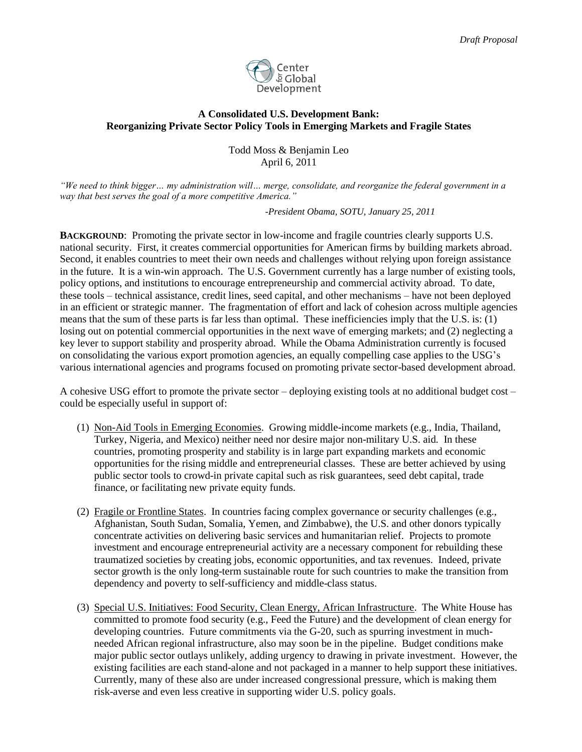*Draft Proposal*

Center for Global Development

## A Consolidated U.S. Development Bank: Reorganizing Private Sector Policy Tools in Emerging Markets and Fragile States

Todd Moss & Benjamin Leo
April 6, 2011

*"We need to think bigger… my administration will… merge, consolidate, and reorganize the federal government in a way that best serves the goal of a more competitive America."*

*-President Obama, SOTU, January 25, 2011*

**BACKGROUND**: Promoting the private sector in low-income and fragile countries clearly supports U.S. national security. First, it creates commercial opportunities for American firms by building markets abroad. Second, it enables countries to meet their own needs and challenges without relying upon foreign assistance in the future. It is a win-win approach. The U.S. Government currently has a large number of existing tools, policy options, and institutions to encourage entrepreneurship and commercial activity abroad. To date, these tools – technical assistance, credit lines, seed capital, and other mechanisms – have not been deployed in an efficient or strategic manner. The fragmentation of effort and lack of cohesion across multiple agencies means that the sum of these parts is far less than optimal. These inefficiencies imply that the U.S. is: (1) losing out on potential commercial opportunities in the next wave of emerging markets; and (2) neglecting a key lever to support stability and prosperity abroad. While the Obama Administration currently is focused on consolidating the various export promotion agencies, an equally compelling case applies to the USG's various international agencies and programs focused on promoting private sector-based development abroad.

A cohesive USG effort to promote the private sector – deploying existing tools at no additional budget cost – could be especially useful in support of:

(1) Non-Aid Tools in Emerging Economies. Growing middle-income markets (e.g., India, Thailand, Turkey, Nigeria, and Mexico) neither need nor desire major non-military U.S. aid. In these countries, promoting prosperity and stability is in large part expanding markets and economic opportunities for the rising middle and entrepreneurial classes. These are better achieved by using public sector tools to crowd-in private capital such as risk guarantees, seed debt capital, trade finance, or facilitating new private equity funds.

(2) Fragile or Frontline States. In countries facing complex governance or security challenges (e.g., Afghanistan, South Sudan, Somalia, Yemen, and Zimbabwe), the U.S. and other donors typically concentrate activities on delivering basic services and humanitarian relief. Projects to promote investment and encourage entrepreneurial activity are a necessary component for rebuilding these traumatized societies by creating jobs, economic opportunities, and tax revenues. Indeed, private sector growth is the only long-term sustainable route for such countries to make the transition from dependency and poverty to self-sufficiency and middle-class status.

(3) Special U.S. Initiatives: Food Security, Clean Energy, African Infrastructure. The White House has committed to promote food security (e.g., Feed the Future) and the development of clean energy for developing countries. Future commitments via the G-20, such as spurring investment in much-needed African regional infrastructure, also may soon be in the pipeline. Budget conditions make major public sector outlays unlikely, adding urgency to drawing in private investment. However, the existing facilities are each stand-alone and not packaged in a manner to help support these initiatives. Currently, many of these also are under increased congressional pressure, which is making them risk-averse and even less creative in supporting wider U.S. policy goals.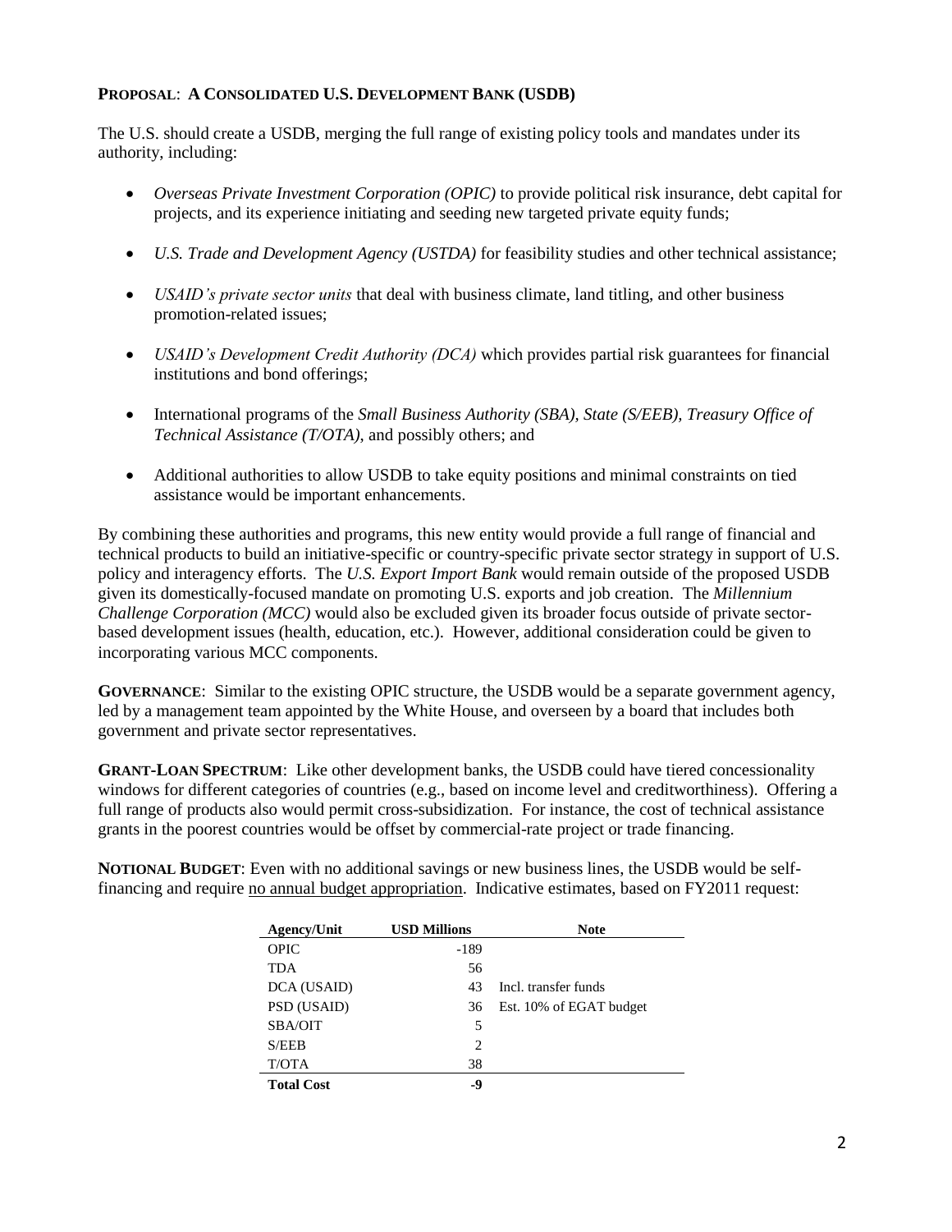**PROPOSAL**: **A CONSOLIDATED U.S. DEVELOPMENT BANK (USDB)**

The U.S. should create a USDB, merging the full range of existing policy tools and mandates under its authority, including:

- *Overseas Private Investment Corporation (OPIC)* to provide political risk insurance, debt capital for projects, and its experience initiating and seeding new targeted private equity funds;
- *U.S. Trade and Development Agency (USTDA)* for feasibility studies and other technical assistance;
- *USAID's private sector units* that deal with business climate, land titling, and other business promotion-related issues;
- *USAID's Development Credit Authority (DCA)* which provides partial risk guarantees for financial institutions and bond offerings;
- International programs of the *Small Business Authority (SBA), State (S/EEB), Treasury Office of Technical Assistance (T/OTA)*, and possibly others; and
- Additional authorities to allow USDB to take equity positions and minimal constraints on tied assistance would be important enhancements.

By combining these authorities and programs, this new entity would provide a full range of financial and technical products to build an initiative-specific or country-specific private sector strategy in support of U.S. policy and interagency efforts. The *U.S. Export Import Bank* would remain outside of the proposed USDB given its domestically-focused mandate on promoting U.S. exports and job creation. The *Millennium Challenge Corporation (MCC)* would also be excluded given its broader focus outside of private sector-based development issues (health, education, etc.). However, additional consideration could be given to incorporating various MCC components.

**GOVERNANCE**: Similar to the existing OPIC structure, the USDB would be a separate government agency, led by a management team appointed by the White House, and overseen by a board that includes both government and private sector representatives.

**GRANT-LOAN SPECTRUM**: Like other development banks, the USDB could have tiered concessionality windows for different categories of countries (e.g., based on income level and creditworthiness). Offering a full range of products also would permit cross-subsidization. For instance, the cost of technical assistance grants in the poorest countries would be offset by commercial-rate project or trade financing.

**NOTIONAL BUDGET**: Even with no additional savings or new business lines, the USDB would be self-financing and require no annual budget appropriation. Indicative estimates, based on FY2011 request:

| Agency/Unit | USD Millions | Note |
|---|---|---|
| OPIC | -189 | |
| TDA | 56 | |
| DCA (USAID) | 43 | Incl. transfer funds |
| PSD (USAID) | 36 | Est. 10% of EGAT budget |
| SBA/OIT | 5 | |
| S/EEB | 2 | |
| T/OTA | 38 | |
| **Total Cost** | **-9** | |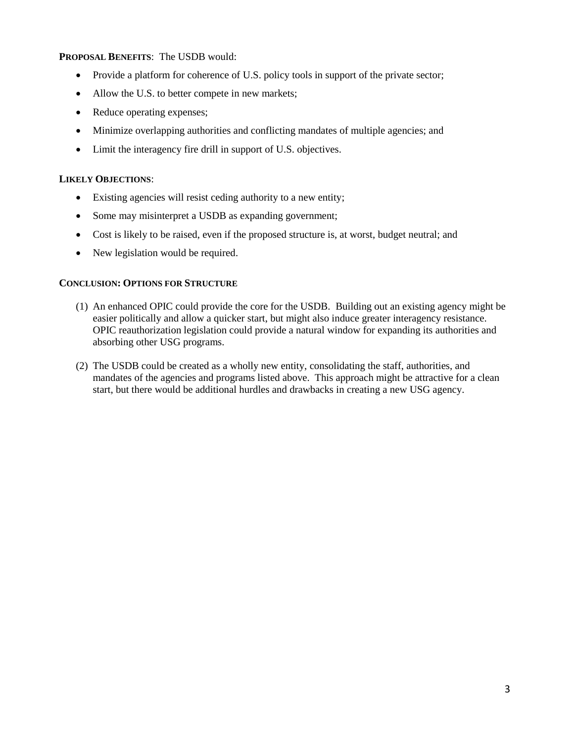**PROPOSAL BENEFITS**: The USDB would:

- Provide a platform for coherence of U.S. policy tools in support of the private sector;
- Allow the U.S. to better compete in new markets;
- Reduce operating expenses;
- Minimize overlapping authorities and conflicting mandates of multiple agencies; and
- Limit the interagency fire drill in support of U.S. objectives.

**LIKELY OBJECTIONS**:

- Existing agencies will resist ceding authority to a new entity;
- Some may misinterpret a USDB as expanding government;
- Cost is likely to be raised, even if the proposed structure is, at worst, budget neutral; and
- New legislation would be required.

**CONCLUSION: OPTIONS FOR STRUCTURE**

(1) An enhanced OPIC could provide the core for the USDB. Building out an existing agency might be easier politically and allow a quicker start, but might also induce greater interagency resistance. OPIC reauthorization legislation could provide a natural window for expanding its authorities and absorbing other USG programs.

(2) The USDB could be created as a wholly new entity, consolidating the staff, authorities, and mandates of the agencies and programs listed above. This approach might be attractive for a clean start, but there would be additional hurdles and drawbacks in creating a new USG agency.